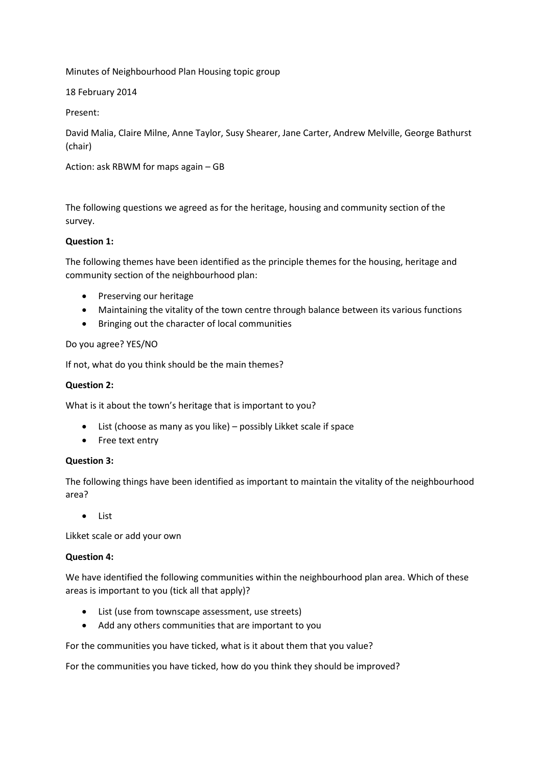Minutes of Neighbourhood Plan Housing topic group

18 February 2014

Present:

David Malia, Claire Milne, Anne Taylor, Susy Shearer, Jane Carter, Andrew Melville, George Bathurst (chair)

Action: ask RBWM for maps again – GB

The following questions we agreed as for the heritage, housing and community section of the survey.

**Question 1:**

The following themes have been identified as the principle themes for the housing, heritage and community section of the neighbourhood plan:

- Preserving our heritage
- Maintaining the vitality of the town centre through balance between its various functions
- Bringing out the character of local communities

Do you agree? YES/NO

If not, what do you think should be the main themes?

**Question 2:**

What is it about the town's heritage that is important to you?

- List (choose as many as you like) – possibly Likket scale if space
- Free text entry

**Question 3:**

The following things have been identified as important to maintain the vitality of the neighbourhood area?

- List

Likket scale or add your own

**Question 4:**

We have identified the following communities within the neighbourhood plan area. Which of these areas is important to you (tick all that apply)?

- List (use from townscape assessment, use streets)
- Add any others communities that are important to you

For the communities you have ticked, what is it about them that you value?

For the communities you have ticked, how do you think they should be improved?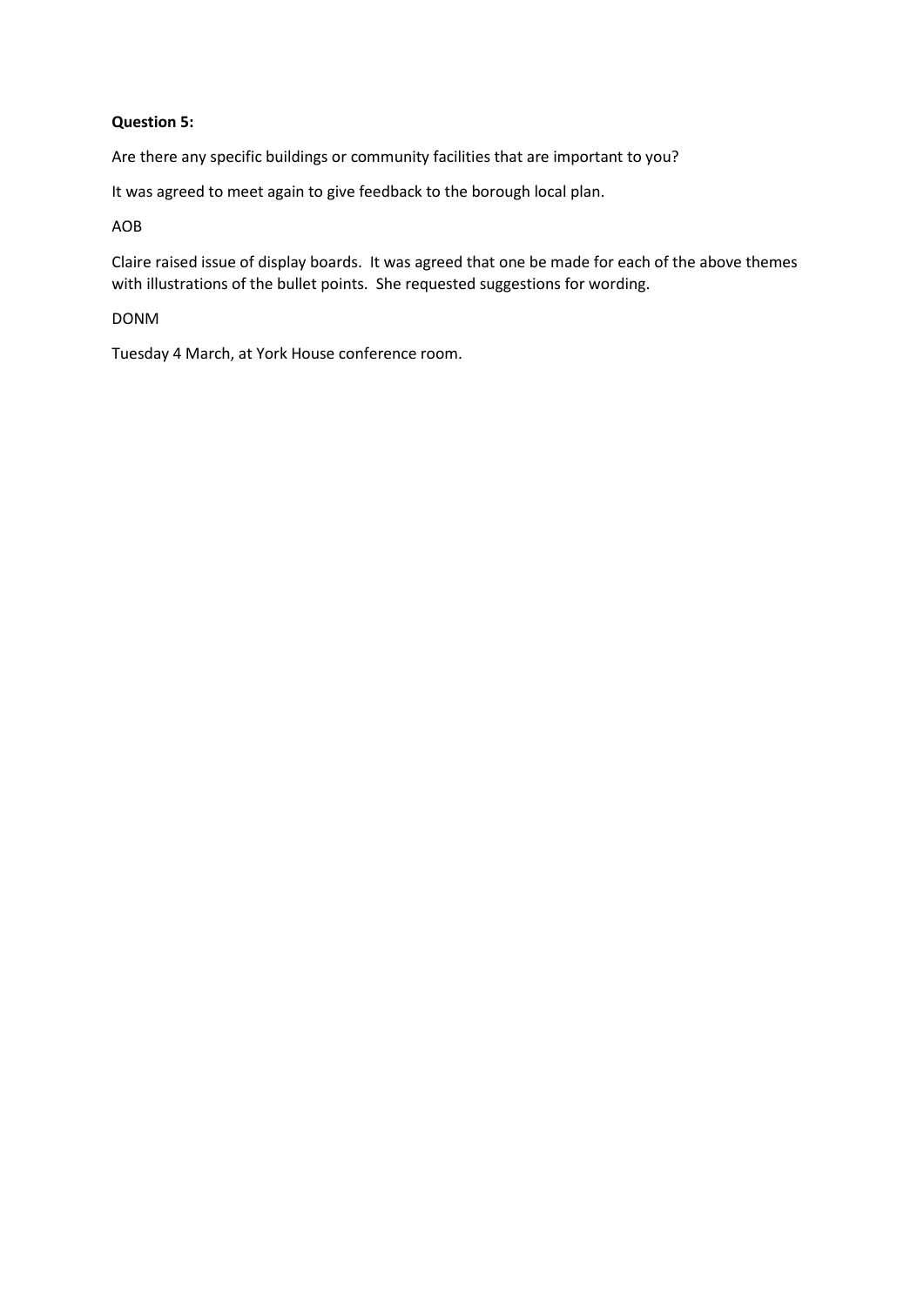**Question 5:**

Are there any specific buildings or community facilities that are important to you?

It was agreed to meet again to give feedback to the borough local plan.

AOB

Claire raised issue of display boards. It was agreed that one be made for each of the above themes with illustrations of the bullet points. She requested suggestions for wording.

DONM

Tuesday 4 March, at York House conference room.